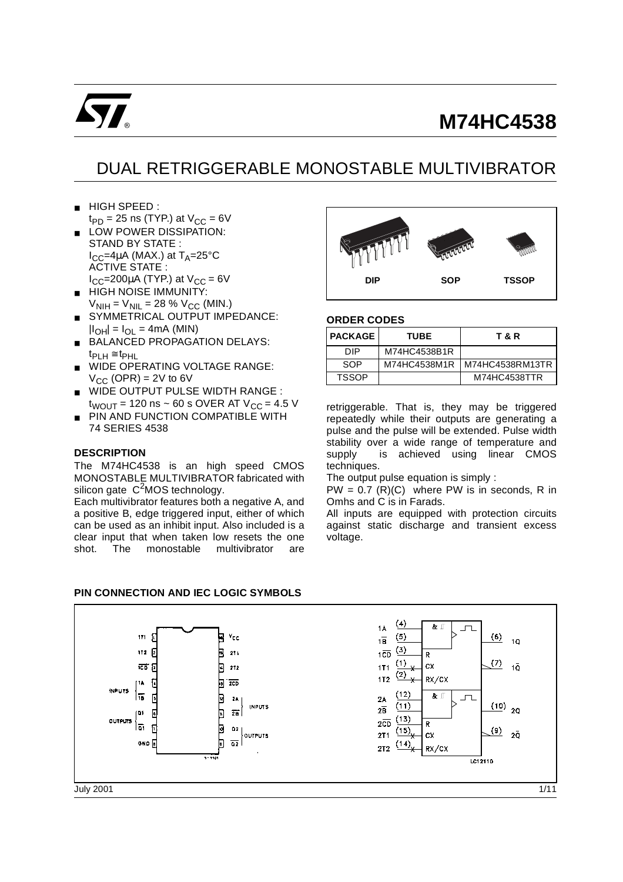# M74HC4538

## DUAL RETRIGGERABLE MONOSTABLE MULTIVIBRATOR

- HIGH SPEED : $t_{PD}$ = 25 ns (TYP.) at $V_{CC}$ = 6V
- LOW POWER DISSIPATION: STAND BY STATE : $I_{CC}$=4µA (MAX.) at $T_A$=25°C ACTIVE STATE : $I_{CC}$=200µA (TYP.) at $V_{CC}$ = 6V
- HIGH NOISE IMMUNITY: $V_{NIH} = V_{NIL}$ = 28 % $V_{CC}$ (MIN.)
- SYMMETRICAL OUTPUT IMPEDANCE: $|I_{OH}| = I_{OL}$ = 4mA (MIN)
- BALANCED PROPAGATION DELAYS: $t_{PLH} \cong t_{PHL}$
- WIDE OPERATING VOLTAGE RANGE: $V_{CC}$ (OPR) = 2V to 6V
- WIDE OUTPUT PULSE WIDTH RANGE : $t_{WOUT}$ = 120 ns ~ 60 s OVER AT $V_{CC}$ = 4.5 V
- PIN AND FUNCTION COMPATIBLE WITH 74 SERIES 4538

DIP SOP TSSOP

### ORDER CODES

| PACKAGE | TUBE | T & R |
|---|---|---|
| DIP | M74HC4538B1R | |
| SOP | M74HC4538M1R | M74HC4538RM13TR |
| TSSOP | | M74HC4538TTR |

### DESCRIPTION

The M74HC4538 is an high speed CMOS MONOSTABLE MULTIVIBRATOR fabricated with silicon gate $C^2$MOS technology.

Each multivibrator features both a negative A, and a positive B, edge triggered input, either of which can be used as an inhibit input. Also included is a clear input that when taken low resets the one shot. The monostable multivibrator are retriggerable. That is, they may be triggered repeatedly while their outputs are generating a pulse and the pulse will be extended. Pulse width stability over a wide range of temperature and supply is achieved using linear CMOS techniques.

The output pulse equation is simply :

PW = 0.7 (R)(C) where PW is in seconds, R in Omhs and C is in Farads.

All inputs are equipped with protection circuits against static discharge and transient excess voltage.

### PIN CONNECTION AND IEC LOGIC SYMBOLS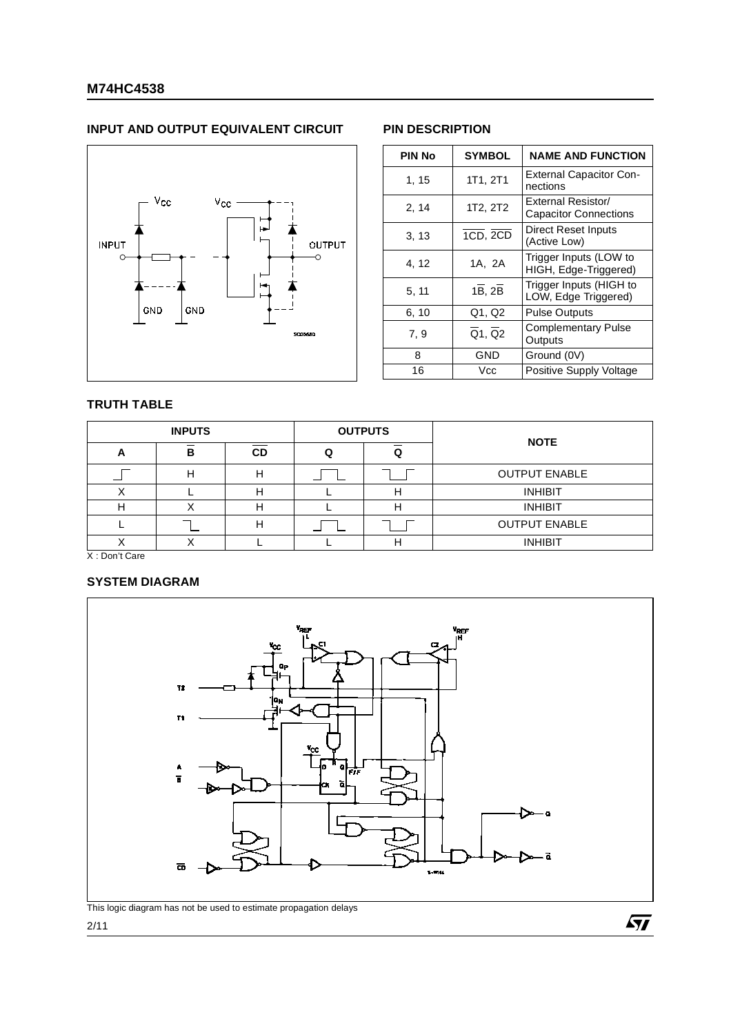## INPUT AND OUTPUT EQUIVALENT CIRCUIT

## PIN DESCRIPTION

| PIN No | SYMBOL | NAME AND FUNCTION |
|---|---|---|
| 1, 15 | 1T1, 2T1 | External Capacitor Connections |
| 2, 14 | 1T2, 2T2 | External Resistor/ Capacitor Connections |
| 3, 13 | $\overline{1CD}$, $\overline{2CD}$ | Direct Reset Inputs (Active Low) |
| 4, 12 | 1A, 2A | Trigger Inputs (LOW to HIGH, Edge-Triggered) |
| 5, 11 | $1\overline{B}$, $2\overline{B}$ | Trigger Inputs (HIGH to LOW, Edge Triggered) |
| 6, 10 | Q1, Q2 | Pulse Outputs |
| 7, 9 | $\overline{Q}1$, $\overline{Q}2$ | Complementary Pulse Outputs |
| 8 | GND | Ground (0V) |
| 16 | Vcc | Positive Supply Voltage |

## TRUTH TABLE

| INPUTS | | | OUTPUTS | | NOTE |
|---|---|---|---|---|---|
| A | $\overline{B}$ | $\overline{CD}$ | Q | $\overline{Q}$ | |
| ↑ (L→H) | H | H | positive pulse | negative pulse | OUTPUT ENABLE |
| X | L | H | L | H | INHIBIT |
| H | X | H | L | H | INHIBIT |
| L | ↓ (H→L) | H | positive pulse | negative pulse | OUTPUT ENABLE |
| X | X | L | L | H | INHIBIT |

X : Don't Care

## SYSTEM DIAGRAM

This logic diagram has not be used to estimate propagation delays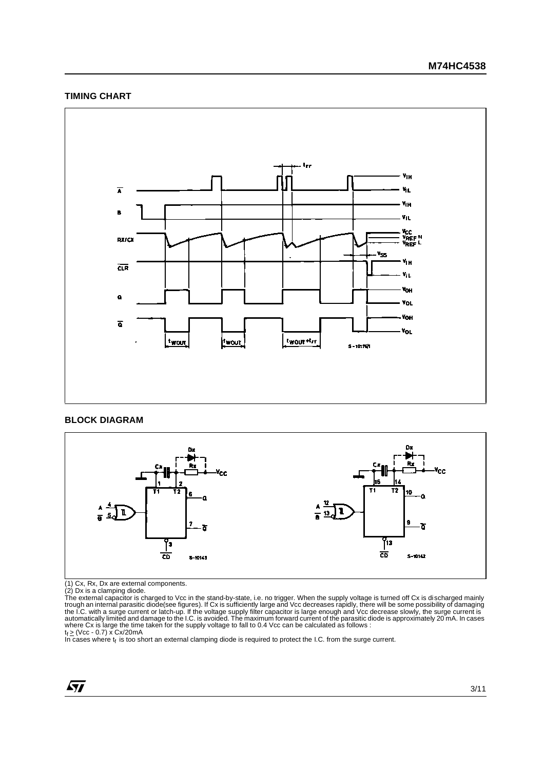## TIMING CHART

## BLOCK DIAGRAM

(1) Cx, Rx, Dx are external components.
(2) Dx is a clamping diode.
The external capacitor is charged to Vcc in the stand-by-state, i.e. no trigger. When the supply voltage is turned off Cx is discharged mainly trough an internal parasitic diode(see figures). If Cx is sufficiently large and Vcc decreases rapidly, there will be some possibility of damaging the I.C. with a surge current or latch-up. If the voltage supply filter capacitor is large enough and Vcc decrease slowly, the surge current is automatically limited and damage to the I.C. is avoided. The maximum forward current of the parasitic diode is approximately 20 mA. In cases where Cx is large the time taken for the supply voltage to fall to 0.4 Vcc can be calculated as follows :
$t_f \geq (Vcc - 0.7) \times Cx/20mA$
In cases where $t_f$ is too short an external clamping diode is required to protect the I.C. from the surge current.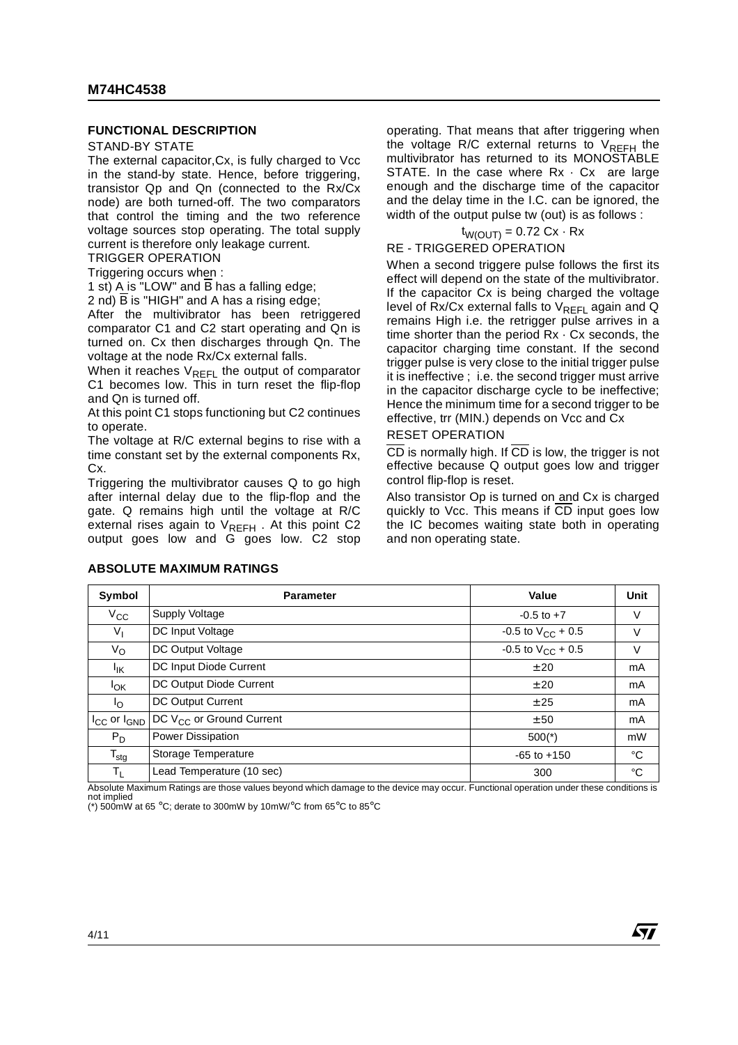## FUNCTIONAL DESCRIPTION

STAND-BY STATE

The external capacitor,Cx, is fully charged to Vcc in the stand-by state. Hence, before triggering, transistor Qp and Qn (connected to the Rx/Cx node) are both turned-off. The two comparators that control the timing and the two reference voltage sources stop operating. The total supply current is therefore only leakage current.

TRIGGER OPERATION

Triggering occurs when :

1 st) A is "LOW" and $\overline{B}$ has a falling edge;

2 nd) $\overline{B}$ is "HIGH" and A has a rising edge;

After the multivibrator has been retriggered comparator C1 and C2 start operating and Qn is turned on. Cx then discharges through Qn. The voltage at the node Rx/Cx external falls.

When it reaches $V_{REFL}$ the output of comparator C1 becomes low. This in turn reset the flip-flop and Qn is turned off.

At this point C1 stops functioning but C2 continues to operate.

The voltage at R/C external begins to rise with a time constant set by the external components Rx, Cx.

Triggering the multivibrator causes Q to go high after internal delay due to the flip-flop and the gate. Q remains high until the voltage at R/C external rises again to $V_{REFH}$ . At this point C2 output goes low and G goes low. C2 stop operating. That means that after triggering when the voltage R/C external returns to $V_{REFH}$ the multivibrator has returned to its MONOSTABLE STATE. In the case where Rx · Cx are large enough and the discharge time of the capacitor and the delay time in the I.C. can be ignored, the width of the output pulse tw (out) is as follows :

$$t_{W(OUT)} = 0.72\ Cx \cdot Rx$$

RE - TRIGGERED OPERATION

When a second triggere pulse follows the first its effect will depend on the state of the multivibrator. If the capacitor Cx is being charged the voltage level of Rx/Cx external falls to $V_{REFL}$ again and Q remains High i.e. the retrigger pulse arrives in a time shorter than the period Rx · Cx seconds, the capacitor charging time constant. If the second trigger pulse is very close to the initial trigger pulse it is ineffective ; i.e. the second trigger must arrive in the capacitor discharge cycle to be ineffective; Hence the minimum time for a second trigger to be effective, trr (MIN.) depends on Vcc and Cx

RESET OPERATION

$\overline{CD}$ is normally high. If $\overline{CD}$ is low, the trigger is not effective because Q output goes low and trigger control flip-flop is reset.

Also transistor Op is turned on and Cx is charged quickly to Vcc. This means if $\overline{CD}$ input goes low the IC becomes waiting state both in operating and non operating state.

## ABSOLUTE MAXIMUM RATINGS

| Symbol | Parameter | Value | Unit |
|---|---|---|---|
| $V_{CC}$ | Supply Voltage | -0.5 to +7 | V |
| $V_I$ | DC Input Voltage | -0.5 to $V_{CC}$ + 0.5 | V |
| $V_O$ | DC Output Voltage | -0.5 to $V_{CC}$ + 0.5 | V |
| $I_{IK}$ | DC Input Diode Current | ± 20 | mA |
| $I_{OK}$ | DC Output Diode Current | ± 20 | mA |
| $I_O$ | DC Output Current | ± 25 | mA |
| $I_{CC}$ or $I_{GND}$ | DC $V_{CC}$ or Ground Current | ± 50 | mA |
| $P_D$ | Power Dissipation | 500(*) | mW |
| $T_{stg}$ | Storage Temperature | -65 to +150 | °C |
| $T_L$ | Lead Temperature (10 sec) | 300 | °C |

Absolute Maximum Ratings are those values beyond which damage to the device may occur. Functional operation under these conditions is not implied

(*) 500mW at 65 °C; derate to 300mW by 10mW/°C from 65°C to 85°C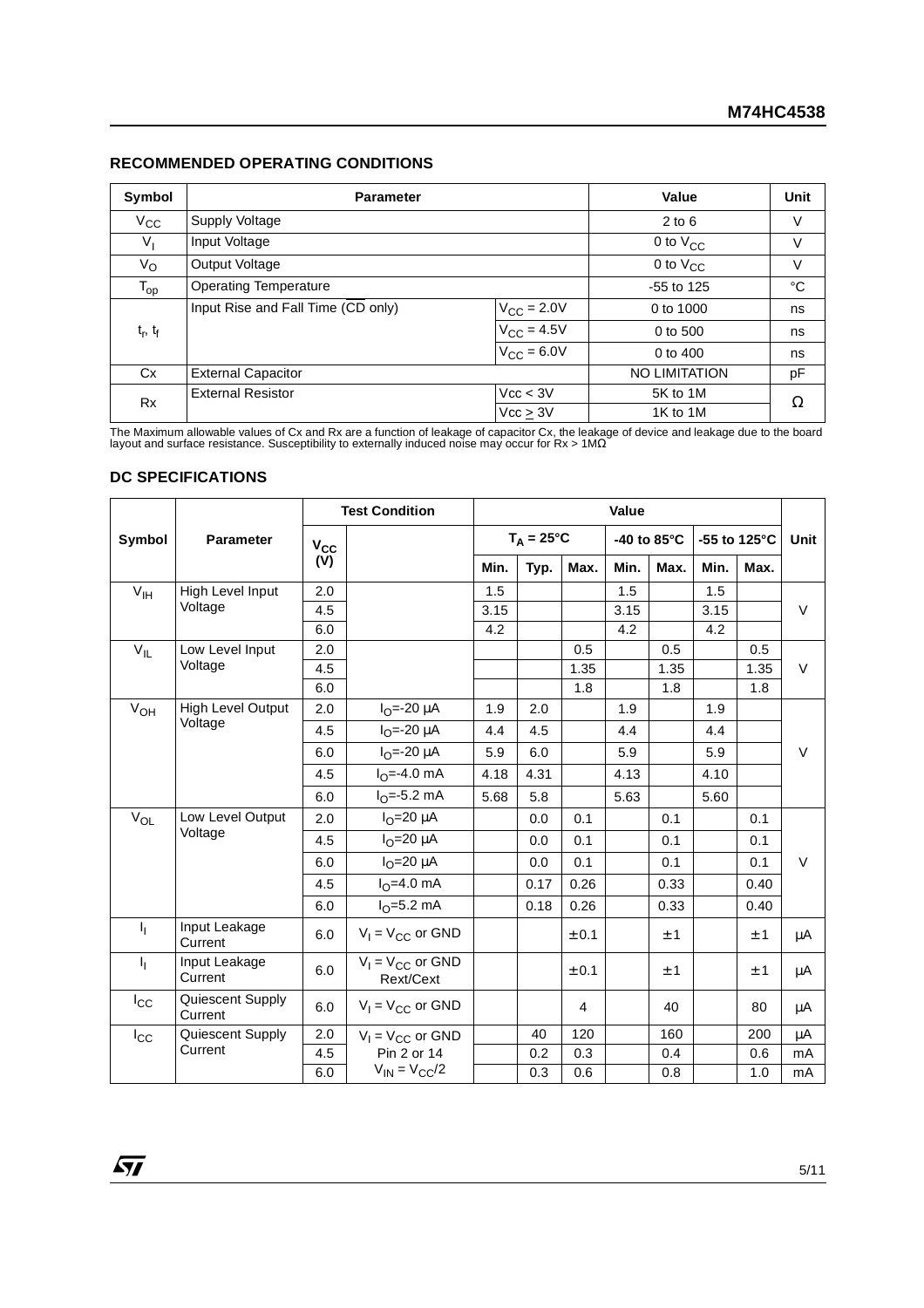## RECOMMENDED OPERATING CONDITIONS

| Symbol | Parameter | | Value | Unit |
|---|---|---|---|---|
| $V_{CC}$ | Supply Voltage | | 2 to 6 | V |
| $V_I$ | Input Voltage | | 0 to $V_{CC}$ | V |
| $V_O$ | Output Voltage | | 0 to $V_{CC}$ | V |
| $T_{op}$ | Operating Temperature | | -55 to 125 | °C |
| $t_r$, $t_f$ | Input Rise and Fall Time ($\overline{CD}$ only) | $V_{CC}$ = 2.0V | 0 to 1000 | ns |
| | | $V_{CC}$ = 4.5V | 0 to 500 | ns |
| | | $V_{CC}$ = 6.0V | 0 to 400 | ns |
| Cx | External Capacitor | | NO LIMITATION | pF |
| Rx | External Resistor | Vcc < 3V | 5K to 1M | Ω |
| | | Vcc ≥ 3V | 1K to 1M | |

The Maximum allowable values of Cx and Rx are a function of leakage of capacitor Cx, the leakage of device and leakage due to the board layout and surface resistance. Susceptibility to externally induced noise may occur for Rx > 1MΩ

## DC SPECIFICATIONS

| Symbol | Parameter | Test Condition | | Value | | | | | | | Unit |
|---|---|---|---|---|---|---|---|---|---|---|---|
| | | $V_{CC}$ (V) | | $T_A$ = 25°C | | | -40 to 85°C | | -55 to 125°C | | |
| | | | | Min. | Typ. | Max. | Min. | Max. | Min. | Max. | |
| $V_{IH}$ | High Level Input Voltage | 2.0 | | 1.5 | | | 1.5 | | 1.5 | | V |
| | | 4.5 | | 3.15 | | | 3.15 | | 3.15 | | |
| | | 6.0 | | 4.2 | | | 4.2 | | 4.2 | | |
| $V_{IL}$ | Low Level Input Voltage | 2.0 | | | | 0.5 | | 0.5 | | 0.5 | V |
| | | 4.5 | | | | 1.35 | | 1.35 | | 1.35 | |
| | | 6.0 | | | | 1.8 | | 1.8 | | 1.8 | |
| $V_{OH}$ | High Level Output Voltage | 2.0 | $I_O$=-20 μA | 1.9 | 2.0 | | 1.9 | | 1.9 | | V |
| | | 4.5 | $I_O$=-20 μA | 4.4 | 4.5 | | 4.4 | | 4.4 | | |
| | | 6.0 | $I_O$=-20 μA | 5.9 | 6.0 | | 5.9 | | 5.9 | | |
| | | 4.5 | $I_O$=-4.0 mA | 4.18 | 4.31 | | 4.13 | | 4.10 | | |
| | | 6.0 | $I_O$=-5.2 mA | 5.68 | 5.8 | | 5.63 | | 5.60 | | |
| $V_{OL}$ | Low Level Output Voltage | 2.0 | $I_O$=20 μA | | 0.0 | 0.1 | | 0.1 | | 0.1 | V |
| | | 4.5 | $I_O$=20 μA | | 0.0 | 0.1 | | 0.1 | | 0.1 | |
| | | 6.0 | $I_O$=20 μA | | 0.0 | 0.1 | | 0.1 | | 0.1 | |
| | | 4.5 | $I_O$=4.0 mA | | 0.17 | 0.26 | | 0.33 | | 0.40 | |
| | | 6.0 | $I_O$=5.2 mA | | 0.18 | 0.26 | | 0.33 | | 0.40 | |
| $I_I$ | Input Leakage Current | 6.0 | $V_I$ = $V_{CC}$ or GND | | | ± 0.1 | | ± 1 | | ± 1 | μA |
| $I_I$ | Input Leakage Current | 6.0 | $V_I$ = $V_{CC}$ or GND Rext/Cext | | | ± 0.1 | | ± 1 | | ± 1 | μA |
| $I_{CC}$ | Quiescent Supply Current | 6.0 | $V_I$ = $V_{CC}$ or GND | | | 4 | | 40 | | 80 | μA |
| $I_{CC}$ | Quiescent Supply Current | 2.0 | $V_I$ = $V_{CC}$ or GND Pin 2 or 14 $V_{IN}$ = $V_{CC}$/2 | | 40 | 120 | | 160 | | 200 | μA |
| | | 4.5 | | | 0.2 | 0.3 | | 0.4 | | 0.6 | mA |
| | | 6.0 | | | 0.3 | 0.6 | | 0.8 | | 1.0 | mA |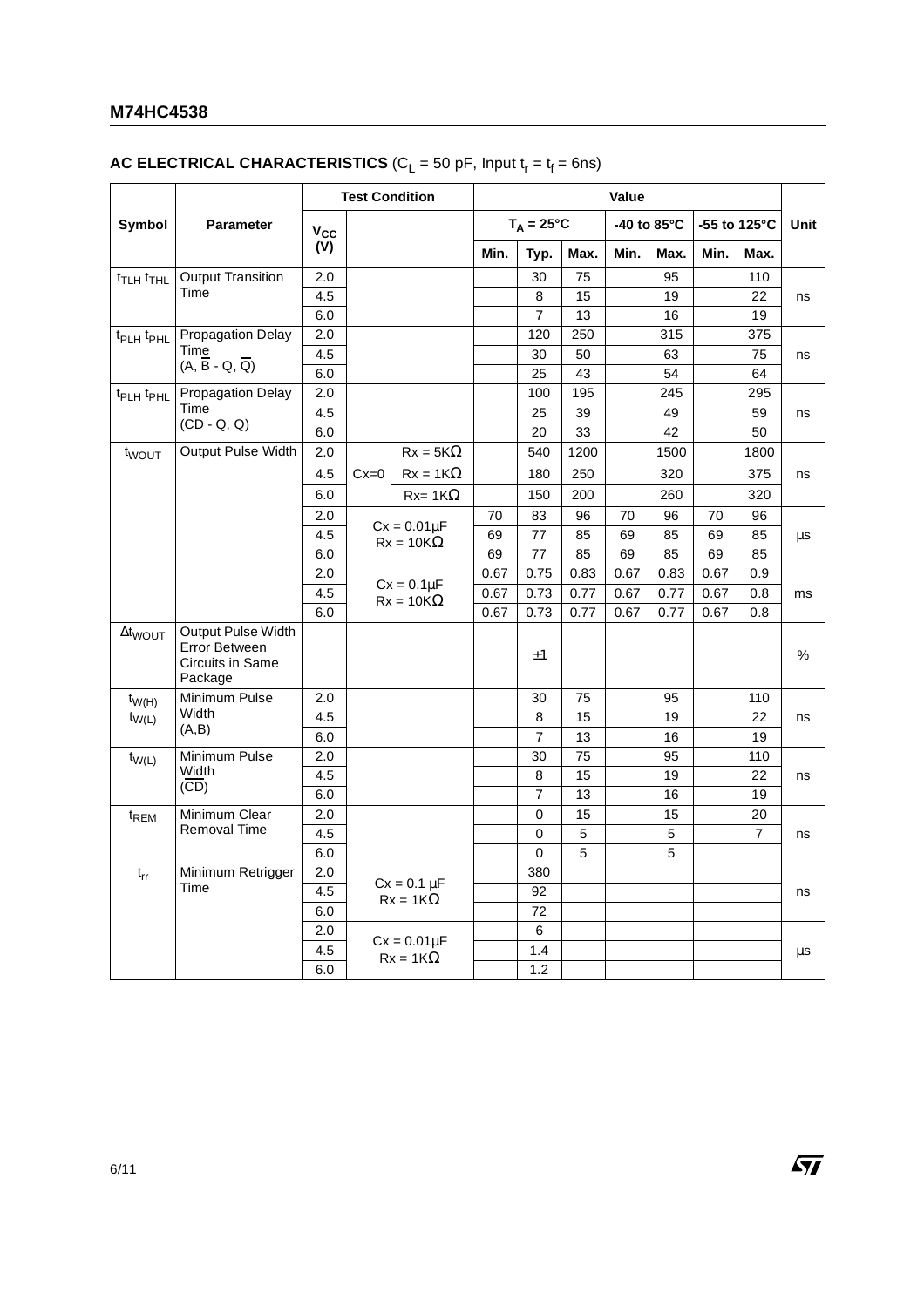## AC ELECTRICAL CHARACTERISTICS ($C_L$ = 50 pF, Input $t_r$ = $t_f$ = 6ns)

| Symbol | Parameter | Test Condition | | | Value | | | | | | | Unit |
|---|---|---|---|---|---|---|---|---|---|---|---|---|
| | | $V_{CC}$ (V) | | | $T_A$ = 25°C | | | -40 to 85°C | | -55 to 125°C | | |
| | | | | | Min. | Typ. | Max. | Min. | Max. | Min. | Max. | |
| $t_{TLH}$ $t_{THL}$ | Output Transition Time | 2.0 | | | | 30 | 75 | | 95 | | 110 | ns |
| | | 4.5 | | | | 8 | 15 | | 19 | | 22 | |
| | | 6.0 | | | | 7 | 13 | | 16 | | 19 | |
| $t_{PLH}$ $t_{PHL}$ | Propagation Delay Time (A, $\overline{B}$ - Q, $\overline{Q}$) | 2.0 | | | | 120 | 250 | | 315 | | 375 | ns |
| | | 4.5 | | | | 30 | 50 | | 63 | | 75 | |
| | | 6.0 | | | | 25 | 43 | | 54 | | 64 | |
| $t_{PLH}$ $t_{PHL}$ | Propagation Delay Time ($\overline{CD}$ - Q, $\overline{Q}$) | 2.0 | | | | 100 | 195 | | 245 | | 295 | ns |
| | | 4.5 | | | | 25 | 39 | | 49 | | 59 | |
| | | 6.0 | | | | 20 | 33 | | 42 | | 50 | |
| $t_{WOUT}$ | Output Pulse Width | 2.0 | Cx=0 | Rx = 5KΩ | | 540 | 1200 | | 1500 | | 1800 | ns |
| | | 4.5 | | Rx = 1KΩ | | 180 | 250 | | 320 | | 375 | |
| | | 6.0 | | Rx= 1KΩ | | 150 | 200 | | 260 | | 320 | |
| | | 2.0 | Cx = 0.01µF Rx = 10KΩ | | 70 | 83 | 96 | 70 | 96 | 70 | 96 | µs |
| | | 4.5 | | | 69 | 77 | 85 | 69 | 85 | 69 | 85 | |
| | | 6.0 | | | 69 | 77 | 85 | 69 | 85 | 69 | 85 | |
| | | 2.0 | Cx = 0.1µF Rx = 10KΩ | | 0.67 | 0.75 | 0.83 | 0.67 | 0.83 | 0.67 | 0.9 | ms |
| | | 4.5 | | | 0.67 | 0.73 | 0.77 | 0.67 | 0.77 | 0.67 | 0.8 | |
| | | 6.0 | | | 0.67 | 0.73 | 0.77 | 0.67 | 0.77 | 0.67 | 0.8 | |
| $\Delta t_{WOUT}$ | Output Pulse Width Error Between Circuits in Same Package | | | | | ±1 | | | | | | % |
| $t_{W(H)}$ $t_{W(L)}$ | Minimum Pulse Width (A,$\overline{B}$) | 2.0 | | | | 30 | 75 | | 95 | | 110 | ns |
| | | 4.5 | | | | 8 | 15 | | 19 | | 22 | |
| | | 6.0 | | | | 7 | 13 | | 16 | | 19 | |
| $t_{W(L)}$ | Minimum Pulse Width ($\overline{CD}$) | 2.0 | | | | 30 | 75 | | 95 | | 110 | ns |
| | | 4.5 | | | | 8 | 15 | | 19 | | 22 | |
| | | 6.0 | | | | 7 | 13 | | 16 | | 19 | |
| $t_{REM}$ | Minimum Clear Removal Time | 2.0 | | | | 0 | 15 | | 15 | | 20 | ns |
| | | 4.5 | | | | 0 | 5 | | 5 | | 7 | |
| | | 6.0 | | | | 0 | 5 | | 5 | | | |
| $t_{rr}$ | Minimum Retrigger Time | 2.0 | Cx = 0.1 µF Rx = 1KΩ | | | 380 | | | | | | ns |
| | | 4.5 | | | | 92 | | | | | | |
| | | 6.0 | | | | 72 | | | | | | |
| | | 2.0 | Cx = 0.01µF Rx = 1KΩ | | | 6 | | | | | | µs |
| | | 4.5 | | | | 1.4 | | | | | | |
| | | 6.0 | | | | 1.2 | | | | | | |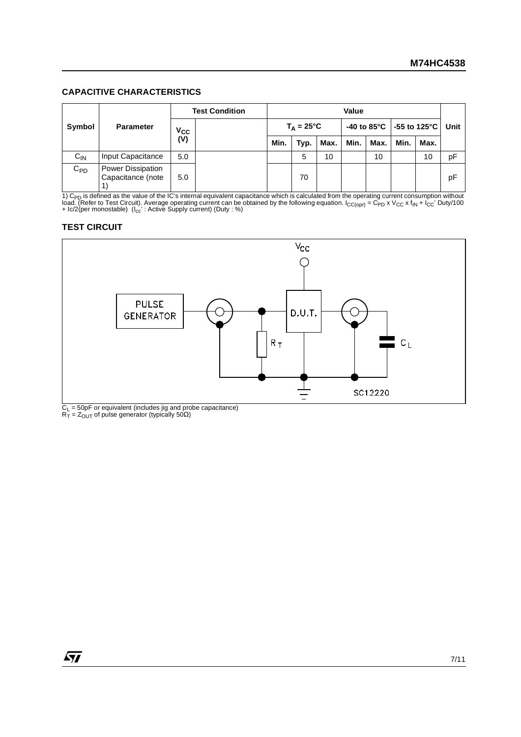## CAPACITIVE CHARACTERISTICS

| Symbol | Parameter | Test Condition | | Value | | | | | | | Unit |
|---|---|---|---|---|---|---|---|---|---|---|---|
| | | $V_{CC}$ (V) | | $T_A$ = 25°C | | | -40 to 85°C | | -55 to 125°C | | |
| | | | | Min. | Typ. | Max. | Min. | Max. | Min. | Max. | |
| $C_{IN}$ | Input Capacitance | 5.0 | | | 5 | 10 | | 10 | | 10 | pF |
| $C_{PD}$ | Power Dissipation Capacitance (note 1) | 5.0 | | | 70 | | | | | | pF |

1) $C_{PD}$ is defined as the value of the IC's internal equivalent capacitance which is calculated from the operating current consumption without load. (Refer to Test Circuit). Average operating current can be obtained by the following equation. $I_{CC(opr)} = C_{PD} \times V_{CC} \times f_{IN} + I_{CC}' \text{ Duty}/100 + Ic/2$(per monostable) ($I_{cc}'$ : Active Supply current) (Duty : %)

## TEST CIRCUIT

$C_L$ = 50pF or equivalent (includes jig and probe capacitance)
$R_T = Z_{OUT}$ of pulse generator (typically 50Ω)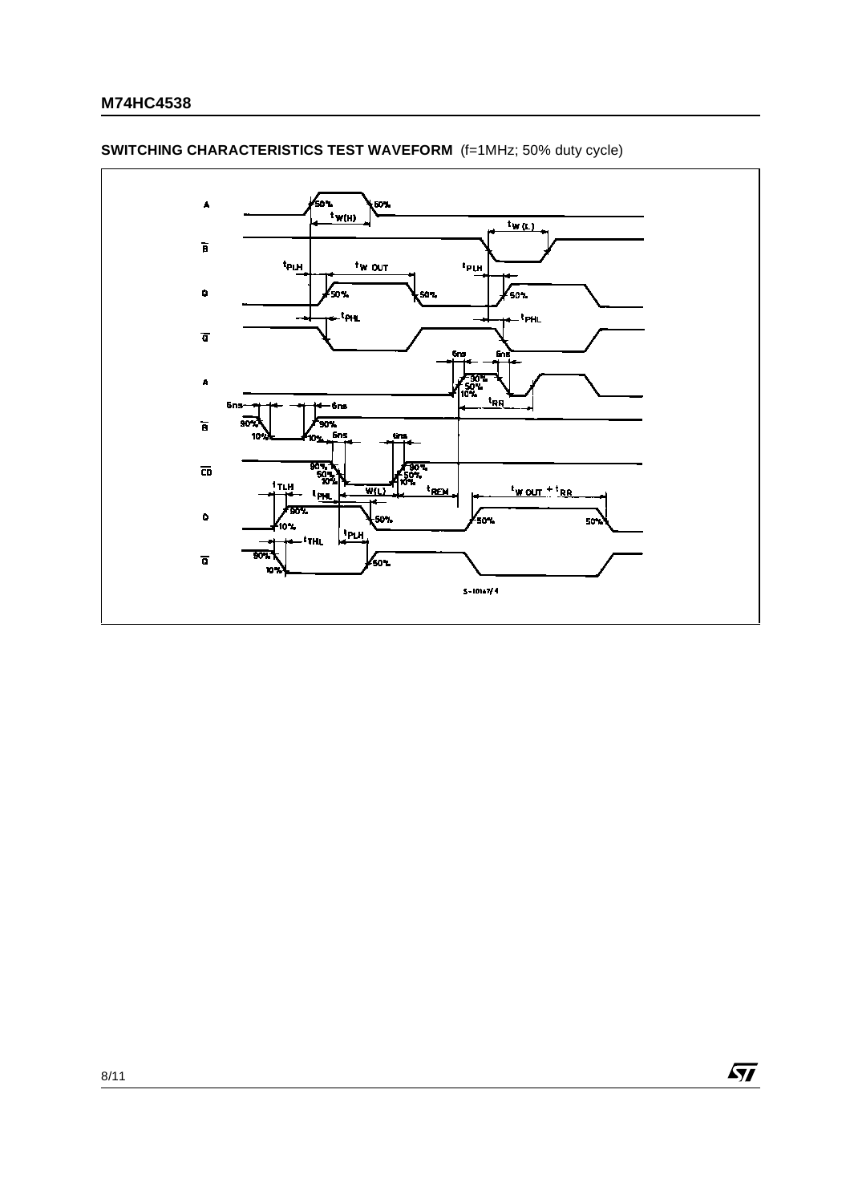**SWITCHING CHARACTERISTICS TEST WAVEFORM** (f=1MHz; 50% duty cycle)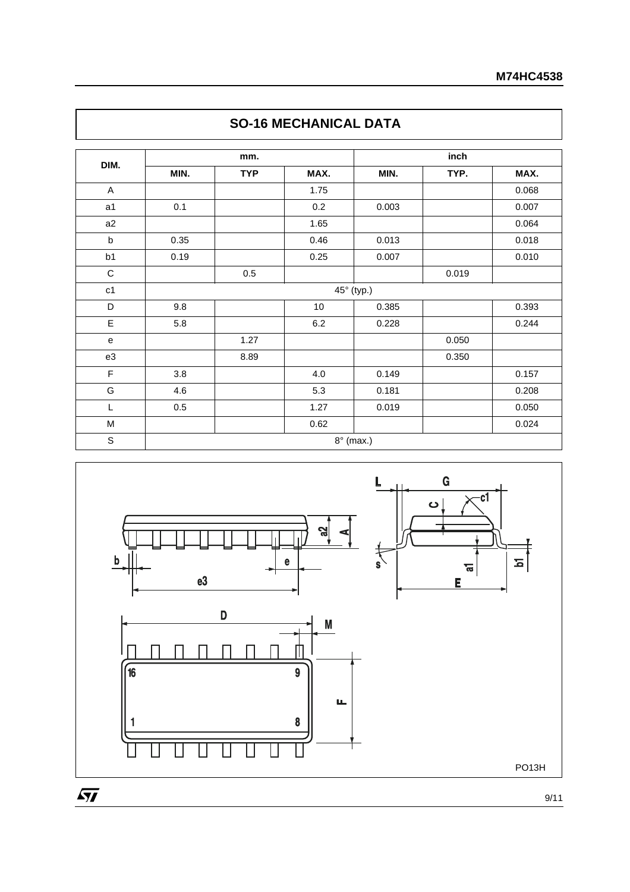## SO-16 MECHANICAL DATA

| DIM. | mm. | | | inch | | |
|---|---|---|---|---|---|---|
| | MIN. | TYP | MAX. | MIN. | TYP. | MAX. |
| A | | | 1.75 | | | 0.068 |
| a1 | 0.1 | | 0.2 | 0.003 | | 0.007 |
| a2 | | | 1.65 | | | 0.064 |
| b | 0.35 | | 0.46 | 0.013 | | 0.018 |
| b1 | 0.19 | | 0.25 | 0.007 | | 0.010 |
| C | | 0.5 | | | 0.019 | |
| c1 | 45° (typ.) | | | | | |
| D | 9.8 | | 10 | 0.385 | | 0.393 |
| E | 5.8 | | 6.2 | 0.228 | | 0.244 |
| e | | 1.27 | | | 0.050 | |
| e3 | | 8.89 | | | 0.350 | |
| F | 3.8 | | 4.0 | 0.149 | | 0.157 |
| G | 4.6 | | 5.3 | 0.181 | | 0.208 |
| L | 0.5 | | 1.27 | 0.019 | | 0.050 |
| M | | | 0.62 | | | 0.024 |
| S | 8° (max.) | | | | | |

PO13H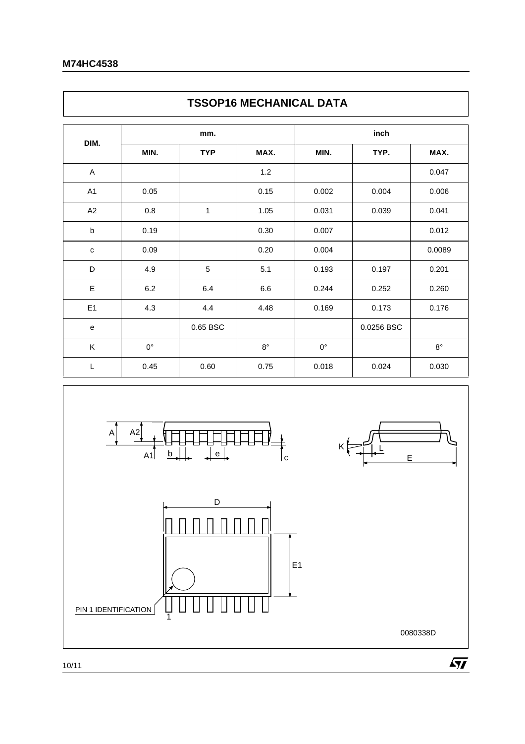## TSSOP16 MECHANICAL DATA

| DIM. | mm. | | | inch | | |
|---|---|---|---|---|---|---|
| | MIN. | TYP | MAX. | MIN. | TYP. | MAX. |
| A | | | 1.2 | | | 0.047 |
| A1 | 0.05 | | 0.15 | 0.002 | 0.004 | 0.006 |
| A2 | 0.8 | 1 | 1.05 | 0.031 | 0.039 | 0.041 |
| b | 0.19 | | 0.30 | 0.007 | | 0.012 |
| c | 0.09 | | 0.20 | 0.004 | | 0.0089 |
| D | 4.9 | 5 | 5.1 | 0.193 | 0.197 | 0.201 |
| E | 6.2 | 6.4 | 6.6 | 0.244 | 0.252 | 0.260 |
| E1 | 4.3 | 4.4 | 4.48 | 0.169 | 0.173 | 0.176 |
| e | | 0.65 BSC | | | 0.0256 BSC | |
| K | 0° | | 8° | 0° | | 8° |
| L | 0.45 | 0.60 | 0.75 | 0.018 | 0.024 | 0.030 |

A A2 A1 b e c K L E D E1 PIN 1 IDENTIFICATION 1

0080338D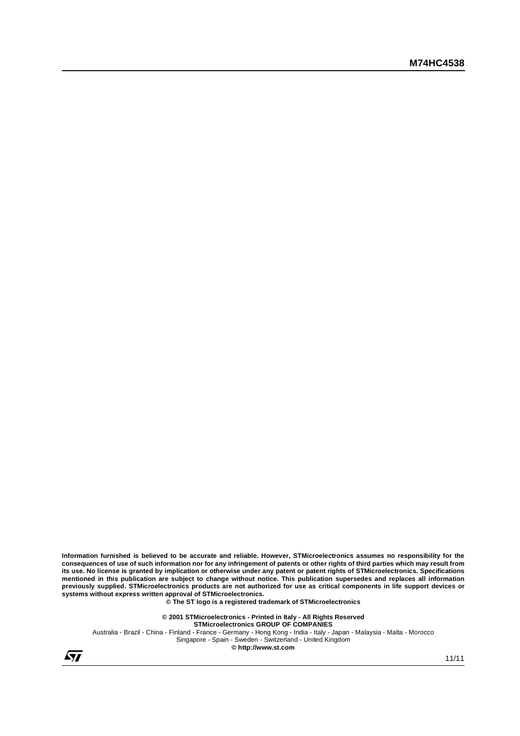**Information furnished is believed to be accurate and reliable. However, STMicroelectronics assumes no responsibility for the consequences of use of such information nor for any infringement of patents or other rights of third parties which may result from its use. No license is granted by implication or otherwise under any patent or patent rights of STMicroelectronics. Specifications mentioned in this publication are subject to change without notice. This publication supersedes and replaces all information previously supplied. STMicroelectronics products are not authorized for use as critical components in life support devices or systems without express written approval of STMicroelectronics.**

**© The ST logo is a registered trademark of STMicroelectronics**

**© 2001 STMicroelectronics - Printed in Italy - All Rights Reserved**
**STMicroelectronics GROUP OF COMPANIES**

Australia - Brazil - China - Finland - France - Germany - Hong Kong - India - Italy - Japan - Malaysia - Malta - Morocco
Singapore - Spain - Sweden - Switzerland - United Kingdom

**© http://www.st.com**